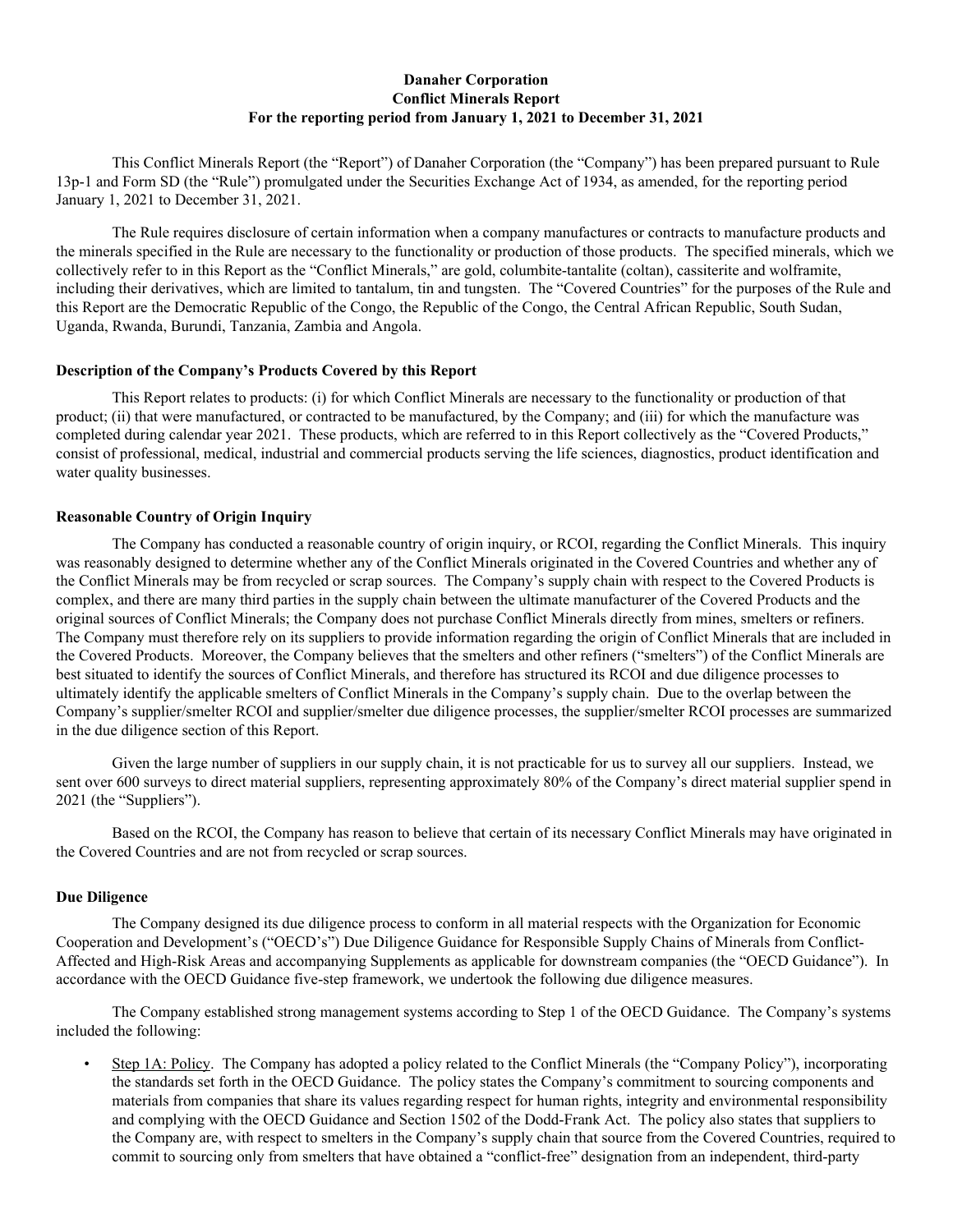**Danaher Corporation**
**Conflict Minerals Report**
**For the reporting period from January 1, 2021 to December 31, 2021**

This Conflict Minerals Report (the "Report") of Danaher Corporation (the "Company") has been prepared pursuant to Rule 13p-1 and Form SD (the "Rule") promulgated under the Securities Exchange Act of 1934, as amended, for the reporting period January 1, 2021 to December 31, 2021.

The Rule requires disclosure of certain information when a company manufactures or contracts to manufacture products and the minerals specified in the Rule are necessary to the functionality or production of those products. The specified minerals, which we collectively refer to in this Report as the "Conflict Minerals," are gold, columbite-tantalite (coltan), cassiterite and wolframite, including their derivatives, which are limited to tantalum, tin and tungsten. The "Covered Countries" for the purposes of the Rule and this Report are the Democratic Republic of the Congo, the Republic of the Congo, the Central African Republic, South Sudan, Uganda, Rwanda, Burundi, Tanzania, Zambia and Angola.

**Description of the Company's Products Covered by this Report**

This Report relates to products: (i) for which Conflict Minerals are necessary to the functionality or production of that product; (ii) that were manufactured, or contracted to be manufactured, by the Company; and (iii) for which the manufacture was completed during calendar year 2021. These products, which are referred to in this Report collectively as the "Covered Products," consist of professional, medical, industrial and commercial products serving the life sciences, diagnostics, product identification and water quality businesses.

**Reasonable Country of Origin Inquiry**

The Company has conducted a reasonable country of origin inquiry, or RCOI, regarding the Conflict Minerals. This inquiry was reasonably designed to determine whether any of the Conflict Minerals originated in the Covered Countries and whether any of the Conflict Minerals may be from recycled or scrap sources. The Company's supply chain with respect to the Covered Products is complex, and there are many third parties in the supply chain between the ultimate manufacturer of the Covered Products and the original sources of Conflict Minerals; the Company does not purchase Conflict Minerals directly from mines, smelters or refiners. The Company must therefore rely on its suppliers to provide information regarding the origin of Conflict Minerals that are included in the Covered Products. Moreover, the Company believes that the smelters and other refiners ("smelters") of the Conflict Minerals are best situated to identify the sources of Conflict Minerals, and therefore has structured its RCOI and due diligence processes to ultimately identify the applicable smelters of Conflict Minerals in the Company's supply chain. Due to the overlap between the Company's supplier/smelter RCOI and supplier/smelter due diligence processes, the supplier/smelter RCOI processes are summarized in the due diligence section of this Report.

Given the large number of suppliers in our supply chain, it is not practicable for us to survey all our suppliers. Instead, we sent over 600 surveys to direct material suppliers, representing approximately 80% of the Company's direct material supplier spend in 2021 (the "Suppliers").

Based on the RCOI, the Company has reason to believe that certain of its necessary Conflict Minerals may have originated in the Covered Countries and are not from recycled or scrap sources.

**Due Diligence**

The Company designed its due diligence process to conform in all material respects with the Organization for Economic Cooperation and Development's ("OECD's") Due Diligence Guidance for Responsible Supply Chains of Minerals from Conflict-Affected and High-Risk Areas and accompanying Supplements as applicable for downstream companies (the "OECD Guidance"). In accordance with the OECD Guidance five-step framework, we undertook the following due diligence measures.

The Company established strong management systems according to Step 1 of the OECD Guidance. The Company's systems included the following:

- Step 1A: Policy. The Company has adopted a policy related to the Conflict Minerals (the "Company Policy"), incorporating the standards set forth in the OECD Guidance. The policy states the Company's commitment to sourcing components and materials from companies that share its values regarding respect for human rights, integrity and environmental responsibility and complying with the OECD Guidance and Section 1502 of the Dodd-Frank Act. The policy also states that suppliers to the Company are, with respect to smelters in the Company's supply chain that source from the Covered Countries, required to commit to sourcing only from smelters that have obtained a "conflict-free" designation from an independent, third-party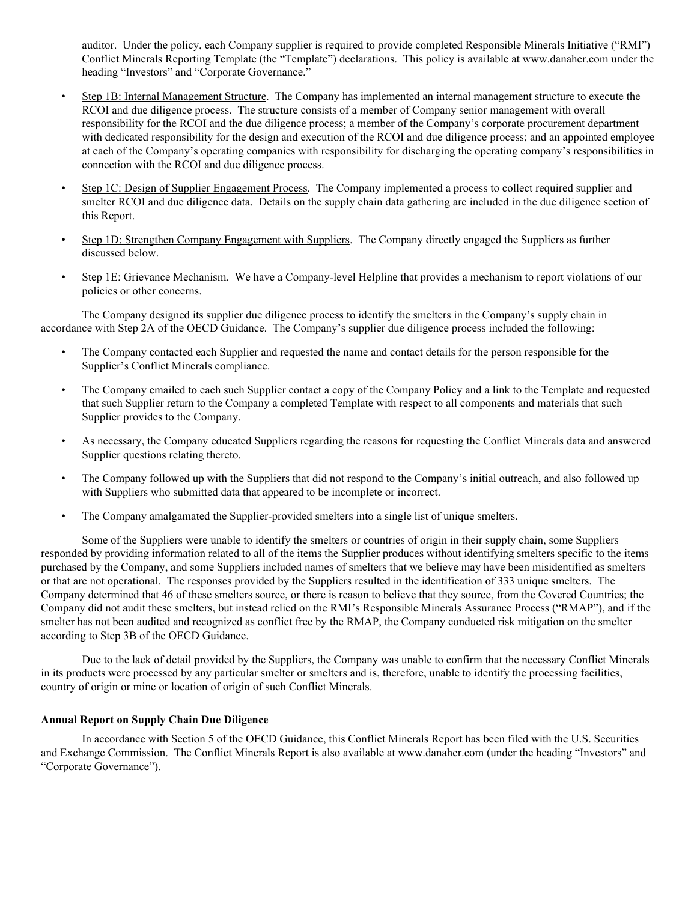auditor. Under the policy, each Company supplier is required to provide completed Responsible Minerals Initiative ("RMI") Conflict Minerals Reporting Template (the "Template") declarations. This policy is available at www.danaher.com under the heading "Investors" and "Corporate Governance."

- Step 1B: Internal Management Structure. The Company has implemented an internal management structure to execute the RCOI and due diligence process. The structure consists of a member of Company senior management with overall responsibility for the RCOI and the due diligence process; a member of the Company's corporate procurement department with dedicated responsibility for the design and execution of the RCOI and due diligence process; and an appointed employee at each of the Company's operating companies with responsibility for discharging the operating company's responsibilities in connection with the RCOI and due diligence process.
- Step 1C: Design of Supplier Engagement Process. The Company implemented a process to collect required supplier and smelter RCOI and due diligence data. Details on the supply chain data gathering are included in the due diligence section of this Report.
- Step 1D: Strengthen Company Engagement with Suppliers. The Company directly engaged the Suppliers as further discussed below.
- Step 1E: Grievance Mechanism. We have a Company-level Helpline that provides a mechanism to report violations of our policies or other concerns.

The Company designed its supplier due diligence process to identify the smelters in the Company's supply chain in accordance with Step 2A of the OECD Guidance. The Company's supplier due diligence process included the following:

- The Company contacted each Supplier and requested the name and contact details for the person responsible for the Supplier's Conflict Minerals compliance.
- The Company emailed to each such Supplier contact a copy of the Company Policy and a link to the Template and requested that such Supplier return to the Company a completed Template with respect to all components and materials that such Supplier provides to the Company.
- As necessary, the Company educated Suppliers regarding the reasons for requesting the Conflict Minerals data and answered Supplier questions relating thereto.
- The Company followed up with the Suppliers that did not respond to the Company's initial outreach, and also followed up with Suppliers who submitted data that appeared to be incomplete or incorrect.
- The Company amalgamated the Supplier-provided smelters into a single list of unique smelters.

Some of the Suppliers were unable to identify the smelters or countries of origin in their supply chain, some Suppliers responded by providing information related to all of the items the Supplier produces without identifying smelters specific to the items purchased by the Company, and some Suppliers included names of smelters that we believe may have been misidentified as smelters or that are not operational. The responses provided by the Suppliers resulted in the identification of 333 unique smelters. The Company determined that 46 of these smelters source, or there is reason to believe that they source, from the Covered Countries; the Company did not audit these smelters, but instead relied on the RMI's Responsible Minerals Assurance Process ("RMAP"), and if the smelter has not been audited and recognized as conflict free by the RMAP, the Company conducted risk mitigation on the smelter according to Step 3B of the OECD Guidance.

Due to the lack of detail provided by the Suppliers, the Company was unable to confirm that the necessary Conflict Minerals in its products were processed by any particular smelter or smelters and is, therefore, unable to identify the processing facilities, country of origin or mine or location of origin of such Conflict Minerals.

**Annual Report on Supply Chain Due Diligence**

In accordance with Section 5 of the OECD Guidance, this Conflict Minerals Report has been filed with the U.S. Securities and Exchange Commission. The Conflict Minerals Report is also available at www.danaher.com (under the heading "Investors" and "Corporate Governance").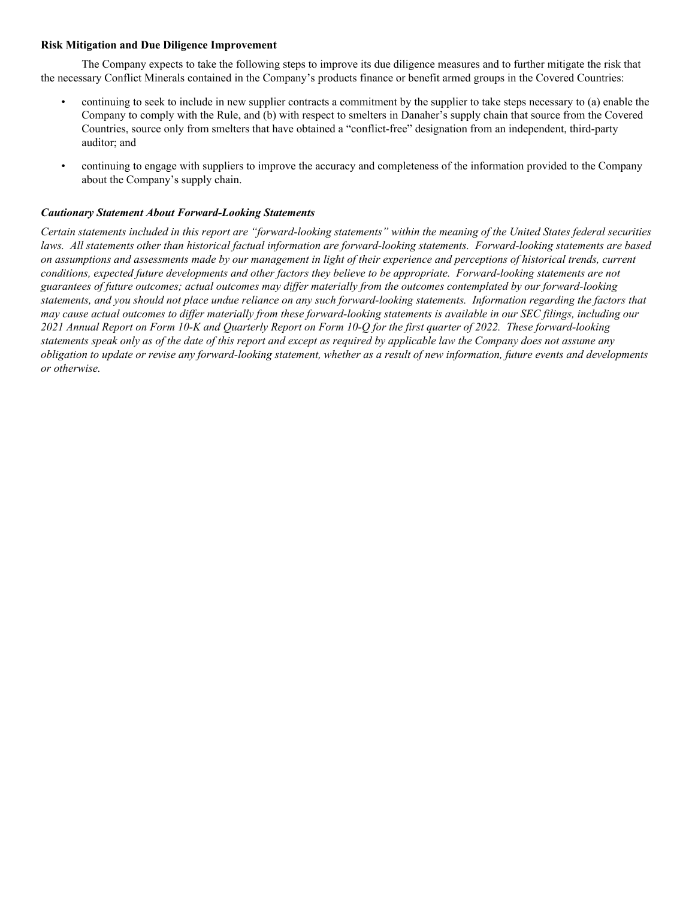**Risk Mitigation and Due Diligence Improvement**

The Company expects to take the following steps to improve its due diligence measures and to further mitigate the risk that the necessary Conflict Minerals contained in the Company's products finance or benefit armed groups in the Covered Countries:

- continuing to seek to include in new supplier contracts a commitment by the supplier to take steps necessary to (a) enable the Company to comply with the Rule, and (b) with respect to smelters in Danaher's supply chain that source from the Covered Countries, source only from smelters that have obtained a "conflict-free" designation from an independent, third-party auditor; and
- continuing to engage with suppliers to improve the accuracy and completeness of the information provided to the Company about the Company's supply chain.

***Cautionary Statement About Forward-Looking Statements***

*Certain statements included in this report are "forward-looking statements" within the meaning of the United States federal securities laws. All statements other than historical factual information are forward-looking statements. Forward-looking statements are based on assumptions and assessments made by our management in light of their experience and perceptions of historical trends, current conditions, expected future developments and other factors they believe to be appropriate. Forward-looking statements are not guarantees of future outcomes; actual outcomes may differ materially from the outcomes contemplated by our forward-looking statements, and you should not place undue reliance on any such forward-looking statements. Information regarding the factors that may cause actual outcomes to differ materially from these forward-looking statements is available in our SEC filings, including our 2021 Annual Report on Form 10-K and Quarterly Report on Form 10-Q for the first quarter of 2022. These forward-looking statements speak only as of the date of this report and except as required by applicable law the Company does not assume any obligation to update or revise any forward-looking statement, whether as a result of new information, future events and developments or otherwise.*